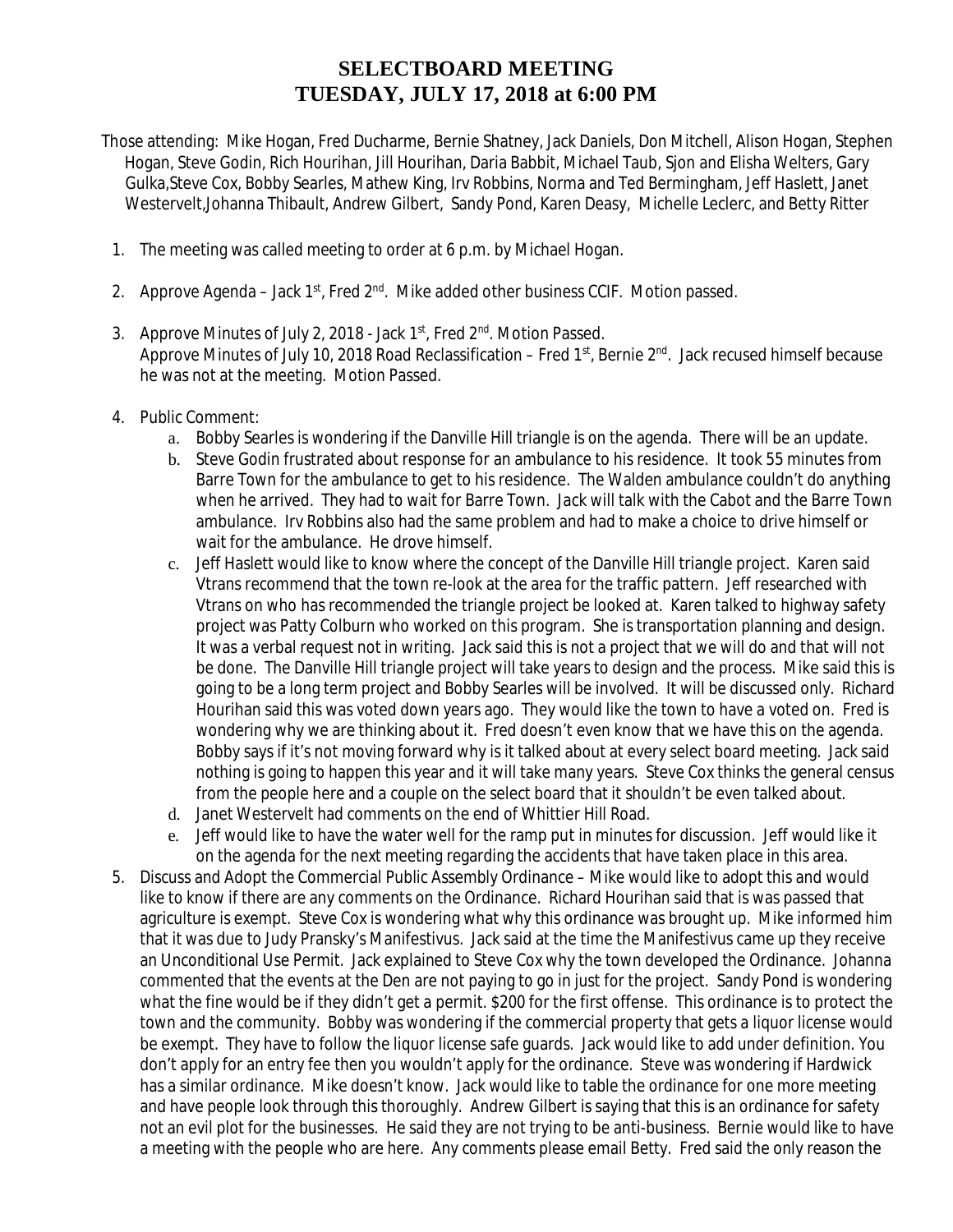# SELECTBOARD MEETING
# TUESDAY, JULY 17, 2018 at 6:00 PM

Those attending: Mike Hogan, Fred Ducharme, Bernie Shatney, Jack Daniels, Don Mitchell, Alison Hogan, Stephen Hogan, Steve Godin, Rich Hourihan, Jill Hourihan, Daria Babbit, Michael Taub, Sjon and Elisha Welters, Gary Gulka,Steve Cox, Bobby Searles, Mathew King, Irv Robbins, Norma and Ted Bermingham, Jeff Haslett, Janet Westervelt,Johanna Thibault, Andrew Gilbert, Sandy Pond, Karen Deasy, Michelle Leclerc, and Betty Ritter

1. The meeting was called meeting to order at 6 p.m. by Michael Hogan.
2. Approve Agenda – Jack 1st, Fred 2nd. Mike added other business CCIF. Motion passed.
3. Approve Minutes of July 2, 2018 - Jack 1st, Fred 2nd. Motion Passed.
   Approve Minutes of July 10, 2018 Road Reclassification – Fred 1st, Bernie 2nd. Jack recused himself because he was not at the meeting. Motion Passed.
4. Public Comment:
   a. Bobby Searles is wondering if the Danville Hill triangle is on the agenda. There will be an update.
   b. Steve Godin frustrated about response for an ambulance to his residence. It took 55 minutes from Barre Town for the ambulance to get to his residence. The Walden ambulance couldn't do anything when he arrived. They had to wait for Barre Town. Jack will talk with the Cabot and the Barre Town ambulance. Irv Robbins also had the same problem and had to make a choice to drive himself or wait for the ambulance. He drove himself.
   c. Jeff Haslett would like to know where the concept of the Danville Hill triangle project. Karen said Vtrans recommend that the town re-look at the area for the traffic pattern. Jeff researched with Vtrans on who has recommended the triangle project be looked at. Karen talked to highway safety project was Patty Colburn who worked on this program. She is transportation planning and design. It was a verbal request not in writing. Jack said this is not a project that we will do and that will not be done. The Danville Hill triangle project will take years to design and the process. Mike said this is going to be a long term project and Bobby Searles will be involved. It will be discussed only. Richard Hourihan said this was voted down years ago. They would like the town to have a voted on. Fred is wondering why we are thinking about it. Fred doesn't even know that we have this on the agenda. Bobby says if it's not moving forward why is it talked about at every select board meeting. Jack said nothing is going to happen this year and it will take many years. Steve Cox thinks the general census from the people here and a couple on the select board that it shouldn't be even talked about.
   d. Janet Westervelt had comments on the end of Whittier Hill Road.
   e. Jeff would like to have the water well for the ramp put in minutes for discussion. Jeff would like it on the agenda for the next meeting regarding the accidents that have taken place in this area.
5. Discuss and Adopt the Commercial Public Assembly Ordinance – Mike would like to adopt this and would like to know if there are any comments on the Ordinance. Richard Hourihan said that is was passed that agriculture is exempt. Steve Cox is wondering what why this ordinance was brought up. Mike informed him that it was due to Judy Pransky's Manifestivus. Jack said at the time the Manifestivus came up they receive an Unconditional Use Permit. Jack explained to Steve Cox why the town developed the Ordinance. Johanna commented that the events at the Den are not paying to go in just for the project. Sandy Pond is wondering what the fine would be if they didn't get a permit. $200 for the first offense. This ordinance is to protect the town and the community. Bobby was wondering if the commercial property that gets a liquor license would be exempt. They have to follow the liquor license safe guards. Jack would like to add under definition. You don't apply for an entry fee then you wouldn't apply for the ordinance. Steve was wondering if Hardwick has a similar ordinance. Mike doesn't know. Jack would like to table the ordinance for one more meeting and have people look through this thoroughly. Andrew Gilbert is saying that this is an ordinance for safety not an evil plot for the businesses. He said they are not trying to be anti-business. Bernie would like to have a meeting with the people who are here. Any comments please email Betty. Fred said the only reason the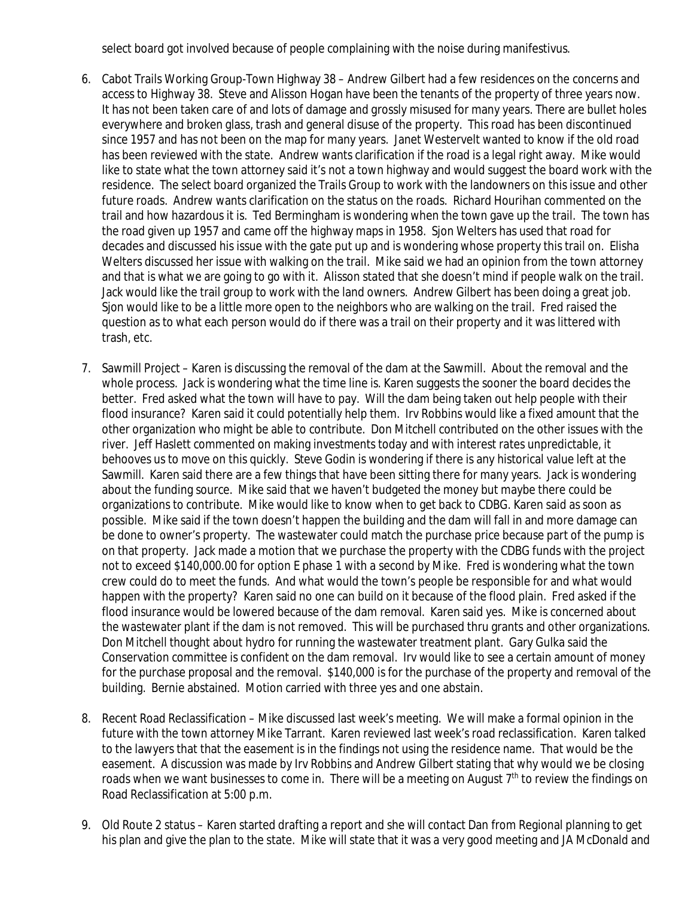select board got involved because of people complaining with the noise during manifestivus.

6. Cabot Trails Working Group-Town Highway 38 – Andrew Gilbert had a few residences on the concerns and access to Highway 38. Steve and Alisson Hogan have been the tenants of the property of three years now. It has not been taken care of and lots of damage and grossly misused for many years. There are bullet holes everywhere and broken glass, trash and general disuse of the property. This road has been discontinued since 1957 and has not been on the map for many years. Janet Westervelt wanted to know if the old road has been reviewed with the state. Andrew wants clarification if the road is a legal right away. Mike would like to state what the town attorney said it's not a town highway and would suggest the board work with the residence. The select board organized the Trails Group to work with the landowners on this issue and other future roads. Andrew wants clarification on the status on the roads. Richard Hourihan commented on the trail and how hazardous it is. Ted Bermingham is wondering when the town gave up the trail. The town has the road given up 1957 and came off the highway maps in 1958. Sjon Welters has used that road for decades and discussed his issue with the gate put up and is wondering whose property this trail on. Elisha Welters discussed her issue with walking on the trail. Mike said we had an opinion from the town attorney and that is what we are going to go with it. Alisson stated that she doesn't mind if people walk on the trail. Jack would like the trail group to work with the land owners. Andrew Gilbert has been doing a great job. Sjon would like to be a little more open to the neighbors who are walking on the trail. Fred raised the question as to what each person would do if there was a trail on their property and it was littered with trash, etc.

7. Sawmill Project – Karen is discussing the removal of the dam at the Sawmill. About the removal and the whole process. Jack is wondering what the time line is. Karen suggests the sooner the board decides the better. Fred asked what the town will have to pay. Will the dam being taken out help people with their flood insurance? Karen said it could potentially help them. Irv Robbins would like a fixed amount that the other organization who might be able to contribute. Don Mitchell contributed on the other issues with the river. Jeff Haslett commented on making investments today and with interest rates unpredictable, it behooves us to move on this quickly. Steve Godin is wondering if there is any historical value left at the Sawmill. Karen said there are a few things that have been sitting there for many years. Jack is wondering about the funding source. Mike said that we haven't budgeted the money but maybe there could be organizations to contribute. Mike would like to know when to get back to CDBG. Karen said as soon as possible. Mike said if the town doesn't happen the building and the dam will fall in and more damage can be done to owner's property. The wastewater could match the purchase price because part of the pump is on that property. Jack made a motion that we purchase the property with the CDBG funds with the project not to exceed $140,000.00 for option E phase 1 with a second by Mike. Fred is wondering what the town crew could do to meet the funds. And what would the town's people be responsible for and what would happen with the property? Karen said no one can build on it because of the flood plain. Fred asked if the flood insurance would be lowered because of the dam removal. Karen said yes. Mike is concerned about the wastewater plant if the dam is not removed. This will be purchased thru grants and other organizations. Don Mitchell thought about hydro for running the wastewater treatment plant. Gary Gulka said the Conservation committee is confident on the dam removal. Irv would like to see a certain amount of money for the purchase proposal and the removal. $140,000 is for the purchase of the property and removal of the building. Bernie abstained. Motion carried with three yes and one abstain.

8. Recent Road Reclassification – Mike discussed last week's meeting. We will make a formal opinion in the future with the town attorney Mike Tarrant. Karen reviewed last week's road reclassification. Karen talked to the lawyers that that the easement is in the findings not using the residence name. That would be the easement. A discussion was made by Irv Robbins and Andrew Gilbert stating that why would we be closing roads when we want businesses to come in. There will be a meeting on August 7th to review the findings on Road Reclassification at 5:00 p.m.

9. Old Route 2 status – Karen started drafting a report and she will contact Dan from Regional planning to get his plan and give the plan to the state. Mike will state that it was a very good meeting and JA McDonald and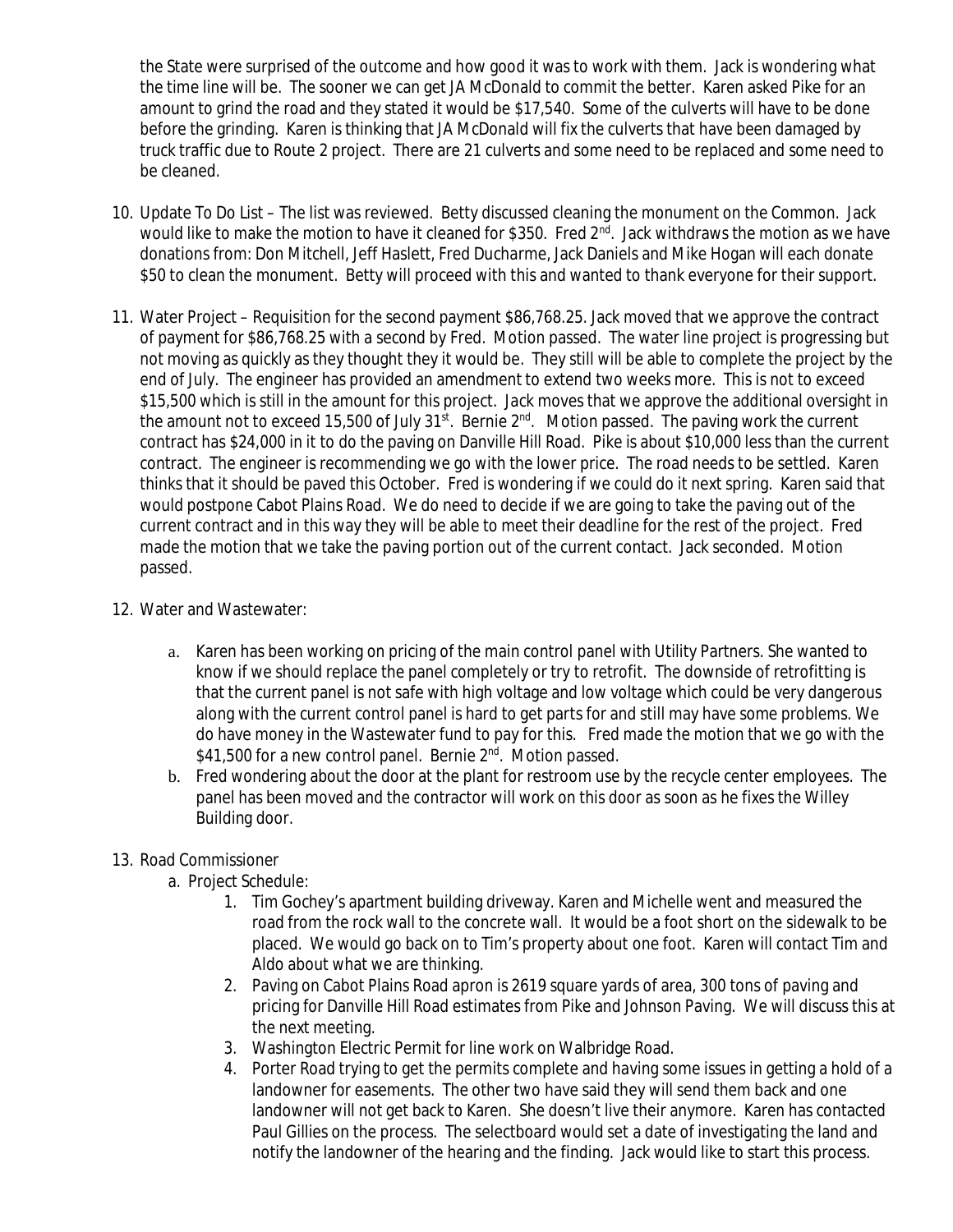the State were surprised of the outcome and how good it was to work with them. Jack is wondering what the time line will be. The sooner we can get JA McDonald to commit the better. Karen asked Pike for an amount to grind the road and they stated it would be $17,540. Some of the culverts will have to be done before the grinding. Karen is thinking that JA McDonald will fix the culverts that have been damaged by truck traffic due to Route 2 project. There are 21 culverts and some need to be replaced and some need to be cleaned.

10. Update To Do List – The list was reviewed. Betty discussed cleaning the monument on the Common. Jack would like to make the motion to have it cleaned for $350. Fred 2nd. Jack withdraws the motion as we have donations from: Don Mitchell, Jeff Haslett, Fred Ducharme, Jack Daniels and Mike Hogan will each donate $50 to clean the monument. Betty will proceed with this and wanted to thank everyone for their support.

11. Water Project – Requisition for the second payment $86,768.25. Jack moved that we approve the contract of payment for $86,768.25 with a second by Fred. Motion passed. The water line project is progressing but not moving as quickly as they thought they it would be. They still will be able to complete the project by the end of July. The engineer has provided an amendment to extend two weeks more. This is not to exceed $15,500 which is still in the amount for this project. Jack moves that we approve the additional oversight in the amount not to exceed 15,500 of July 31st. Bernie 2nd. Motion passed. The paving work the current contract has $24,000 in it to do the paving on Danville Hill Road. Pike is about $10,000 less than the current contract. The engineer is recommending we go with the lower price. The road needs to be settled. Karen thinks that it should be paved this October. Fred is wondering if we could do it next spring. Karen said that would postpone Cabot Plains Road. We do need to decide if we are going to take the paving out of the current contract and in this way they will be able to meet their deadline for the rest of the project. Fred made the motion that we take the paving portion out of the current contact. Jack seconded. Motion passed.

12. Water and Wastewater:

    a. Karen has been working on pricing of the main control panel with Utility Partners. She wanted to know if we should replace the panel completely or try to retrofit. The downside of retrofitting is that the current panel is not safe with high voltage and low voltage which could be very dangerous along with the current control panel is hard to get parts for and still may have some problems. We do have money in the Wastewater fund to pay for this. Fred made the motion that we go with the $41,500 for a new control panel. Bernie 2nd. Motion passed.
    b. Fred wondering about the door at the plant for restroom use by the recycle center employees. The panel has been moved and the contractor will work on this door as soon as he fixes the Willey Building door.

13. Road Commissioner
    a. Project Schedule:
        1. Tim Gochey's apartment building driveway. Karen and Michelle went and measured the road from the rock wall to the concrete wall. It would be a foot short on the sidewalk to be placed. We would go back on to Tim's property about one foot. Karen will contact Tim and Aldo about what we are thinking.
        2. Paving on Cabot Plains Road apron is 2619 square yards of area, 300 tons of paving and pricing for Danville Hill Road estimates from Pike and Johnson Paving. We will discuss this at the next meeting.
        3. Washington Electric Permit for line work on Walbridge Road.
        4. Porter Road trying to get the permits complete and having some issues in getting a hold of a landowner for easements. The other two have said they will send them back and one landowner will not get back to Karen. She doesn't live their anymore. Karen has contacted Paul Gillies on the process. The selectboard would set a date of investigating the land and notify the landowner of the hearing and the finding. Jack would like to start this process.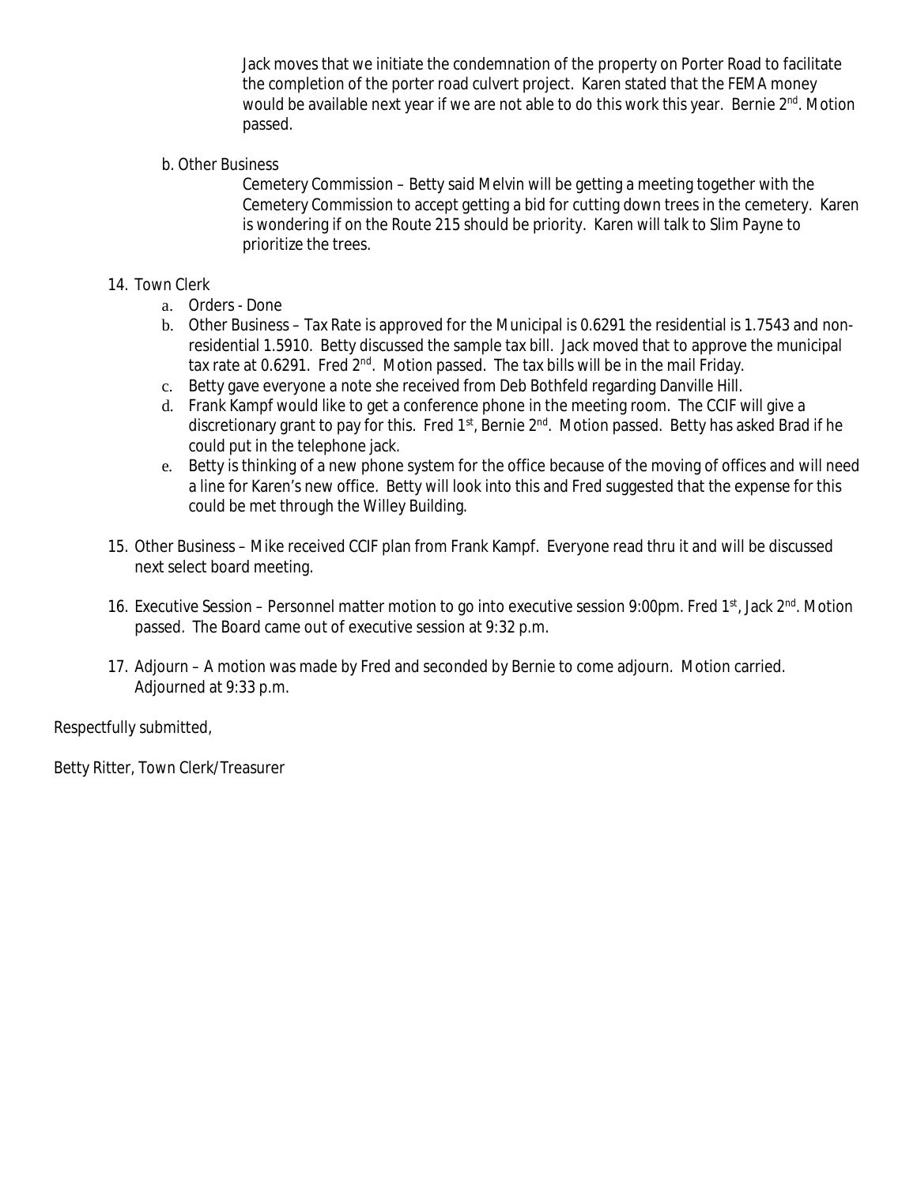Jack moves that we initiate the condemnation of the property on Porter Road to facilitate the completion of the porter road culvert project. Karen stated that the FEMA money would be available next year if we are not able to do this work this year. Bernie 2nd. Motion passed.

b. Other Business

Cemetery Commission – Betty said Melvin will be getting a meeting together with the Cemetery Commission to accept getting a bid for cutting down trees in the cemetery. Karen is wondering if on the Route 215 should be priority. Karen will talk to Slim Payne to prioritize the trees.

14. Town Clerk
    a. Orders - Done
    b. Other Business – Tax Rate is approved for the Municipal is 0.6291 the residential is 1.7543 and non-residential 1.5910. Betty discussed the sample tax bill. Jack moved that to approve the municipal tax rate at 0.6291. Fred 2nd. Motion passed. The tax bills will be in the mail Friday.
    c. Betty gave everyone a note she received from Deb Bothfeld regarding Danville Hill.
    d. Frank Kampf would like to get a conference phone in the meeting room. The CCIF will give a discretionary grant to pay for this. Fred 1st, Bernie 2nd. Motion passed. Betty has asked Brad if he could put in the telephone jack.
    e. Betty is thinking of a new phone system for the office because of the moving of offices and will need a line for Karen's new office. Betty will look into this and Fred suggested that the expense for this could be met through the Willey Building.

15. Other Business – Mike received CCIF plan from Frank Kampf. Everyone read thru it and will be discussed next select board meeting.

16. Executive Session – Personnel matter motion to go into executive session 9:00pm. Fred 1st, Jack 2nd. Motion passed. The Board came out of executive session at 9:32 p.m.

17. Adjourn – A motion was made by Fred and seconded by Bernie to come adjourn. Motion carried. Adjourned at 9:33 p.m.

Respectfully submitted,

Betty Ritter, Town Clerk/Treasurer